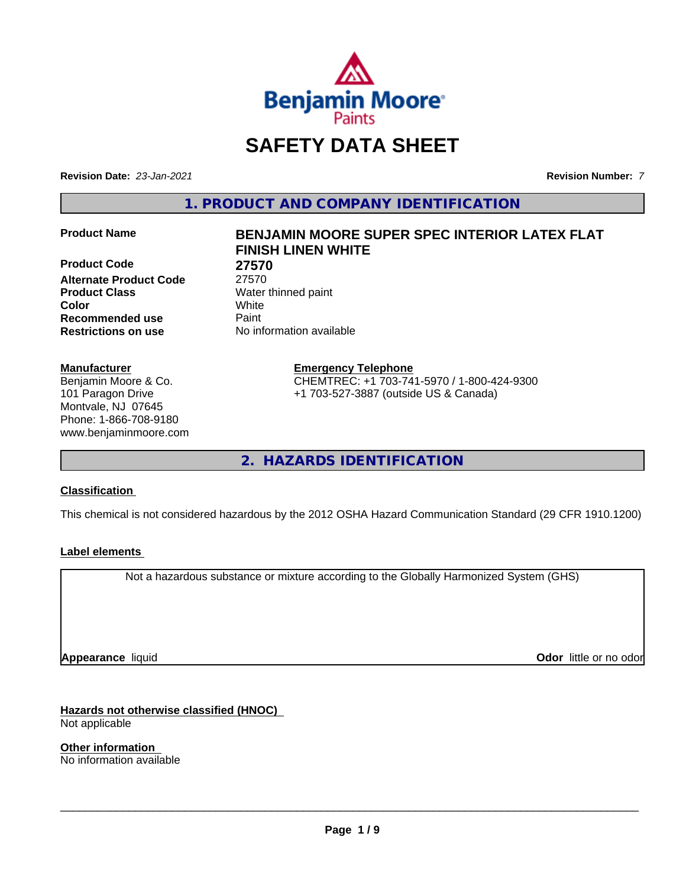# SAFETY DATA SHEET

**Revision Date:** *23-Jan-2021*

**Revision Number:** *7*

## 1. PRODUCT AND COMPANY IDENTIFICATION

| | |
|---|---|
| **Product Name** | **BENJAMIN MOORE SUPER SPEC INTERIOR LATEX FLAT FINISH LINEN WHITE** |
| **Product Code** | **27570** |
| **Alternate Product Code** | 27570 |
| **Product Class** | Water thinned paint |
| **Color** | White |
| **Recommended use** | Paint |
| **Restrictions on use** | No information available |

**Manufacturer**
Benjamin Moore & Co.
101 Paragon Drive
Montvale, NJ 07645
Phone: 1-866-708-9180
www.benjaminmoore.com

**Emergency Telephone**
CHEMTREC: +1 703-741-5970 / 1-800-424-9300
+1 703-527-3887 (outside US & Canada)

## 2. HAZARDS IDENTIFICATION

**Classification**

This chemical is not considered hazardous by the 2012 OSHA Hazard Communication Standard (29 CFR 1910.1200)

**Label elements**

Not a hazardous substance or mixture according to the Globally Harmonized System (GHS)

**Appearance** liquid

**Odor** little or no odor

**Hazards not otherwise classified (HNOC)**
Not applicable

**Other information**
No information available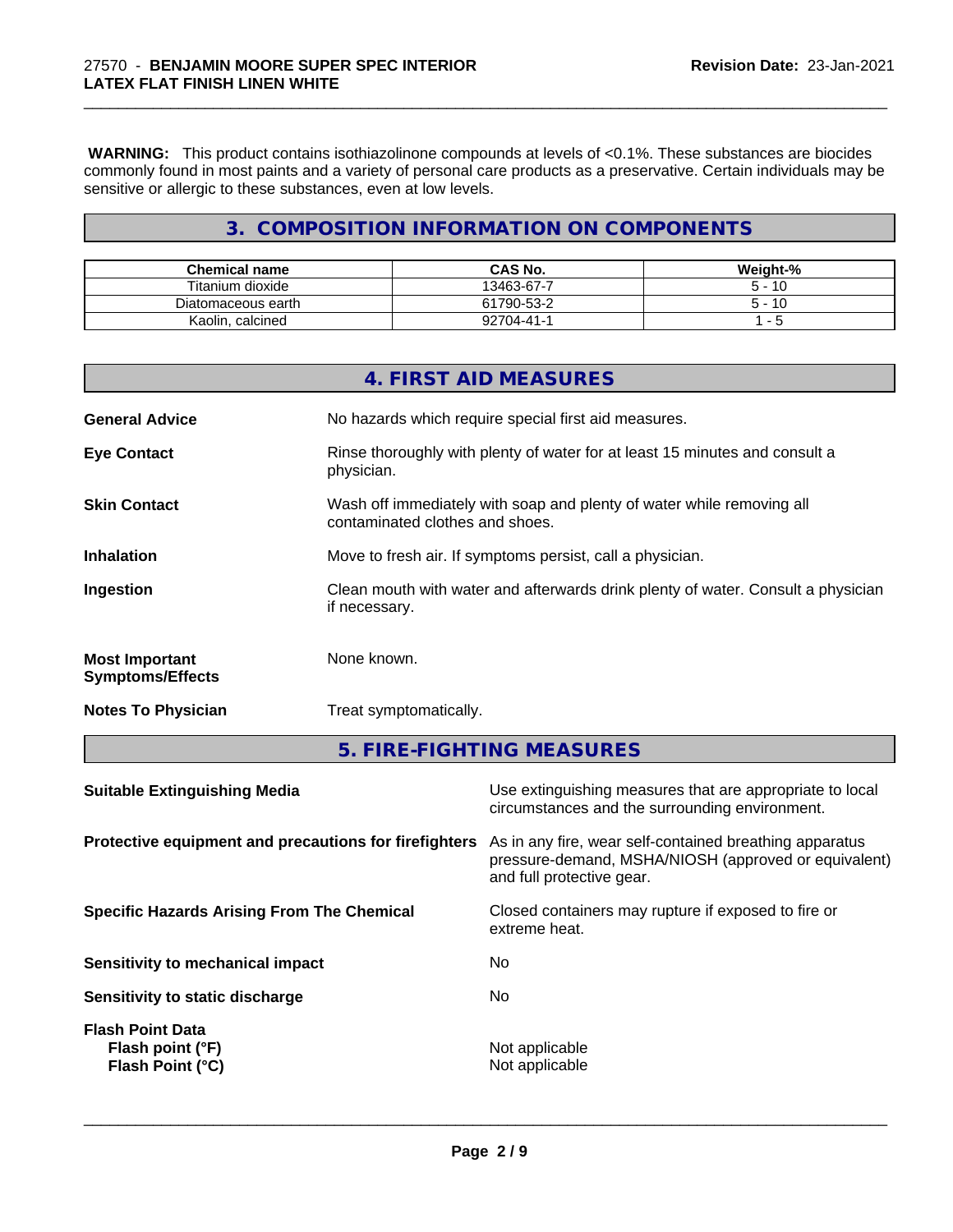**WARNING:** This product contains isothiazolinone compounds at levels of <0.1%. These substances are biocides commonly found in most paints and a variety of personal care products as a preservative. Certain individuals may be sensitive or allergic to these substances, even at low levels.

## 3. COMPOSITION INFORMATION ON COMPONENTS

| Chemical name | CAS No. | Weight-% |
|---|---|---|
| Titanium dioxide | 13463-67-7 | 5 - 10 |
| Diatomaceous earth | 61790-53-2 | 5 - 10 |
| Kaolin, calcined | 92704-41-1 | 1 - 5 |

## 4. FIRST AID MEASURES

**General Advice**
No hazards which require special first aid measures.

**Eye Contact**
Rinse thoroughly with plenty of water for at least 15 minutes and consult a physician.

**Skin Contact**
Wash off immediately with soap and plenty of water while removing all contaminated clothes and shoes.

**Inhalation**
Move to fresh air. If symptoms persist, call a physician.

**Ingestion**
Clean mouth with water and afterwards drink plenty of water. Consult a physician if necessary.

**Most Important Symptoms/Effects**
None known.

**Notes To Physician**
Treat symptomatically.

## 5. FIRE-FIGHTING MEASURES

**Suitable Extinguishing Media**
Use extinguishing measures that are appropriate to local circumstances and the surrounding environment.

**Protective equipment and precautions for firefighters**
As in any fire, wear self-contained breathing apparatus pressure-demand, MSHA/NIOSH (approved or equivalent) and full protective gear.

**Specific Hazards Arising From The Chemical**
Closed containers may rupture if exposed to fire or extreme heat.

**Sensitivity to mechanical impact**
No

**Sensitivity to static discharge**
No

**Flash Point Data**
**Flash point (°F)** Not applicable
**Flash Point (°C)** Not applicable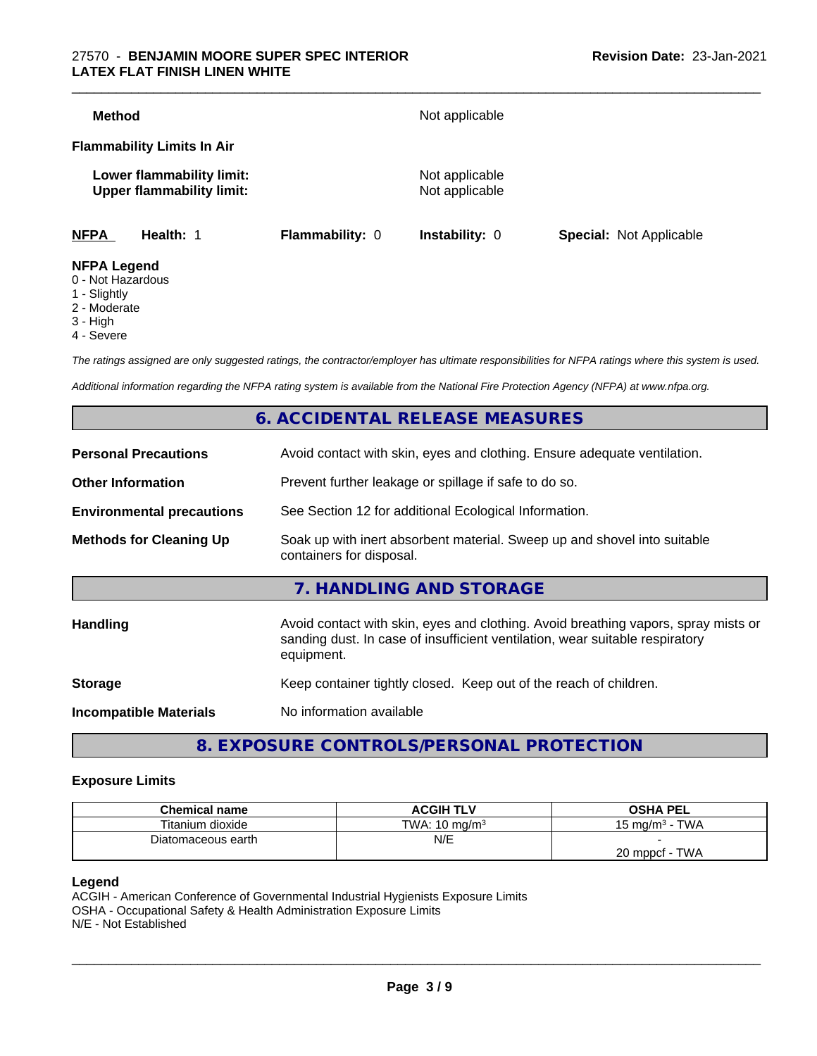**Method** Not applicable

**Flammability Limits In Air**

**Lower flammability limit:** Not applicable
**Upper flammability limit:** Not applicable

| **NFPA** | **Health:** 1 | **Flammability:** 0 | **Instability:** 0 | **Special:** Not Applicable |
|---|---|---|---|---|

**NFPA Legend**
0 - Not Hazardous
1 - Slightly
2 - Moderate
3 - High
4 - Severe

*The ratings assigned are only suggested ratings, the contractor/employer has ultimate responsibilities for NFPA ratings where this system is used.*

*Additional information regarding the NFPA rating system is available from the National Fire Protection Agency (NFPA) at www.nfpa.org.*

## 6. ACCIDENTAL RELEASE MEASURES

**Personal Precautions** Avoid contact with skin, eyes and clothing. Ensure adequate ventilation.

**Other Information** Prevent further leakage or spillage if safe to do so.

**Environmental precautions** See Section 12 for additional Ecological Information.

**Methods for Cleaning Up** Soak up with inert absorbent material. Sweep up and shovel into suitable containers for disposal.

## 7. HANDLING AND STORAGE

**Handling** Avoid contact with skin, eyes and clothing. Avoid breathing vapors, spray mists or sanding dust. In case of insufficient ventilation, wear suitable respiratory equipment.

**Storage** Keep container tightly closed. Keep out of the reach of children.

**Incompatible Materials** No information available

## 8. EXPOSURE CONTROLS/PERSONAL PROTECTION

### Exposure Limits

| Chemical name | ACGIH TLV | OSHA PEL |
|---|---|---|
| Titanium dioxide | TWA: 10 mg/m³ | 15 mg/m³ - TWA |
| Diatomaceous earth | N/E | -<br>20 mppcf - TWA |

**Legend**
ACGIH - American Conference of Governmental Industrial Hygienists Exposure Limits
OSHA - Occupational Safety & Health Administration Exposure Limits
N/E - Not Established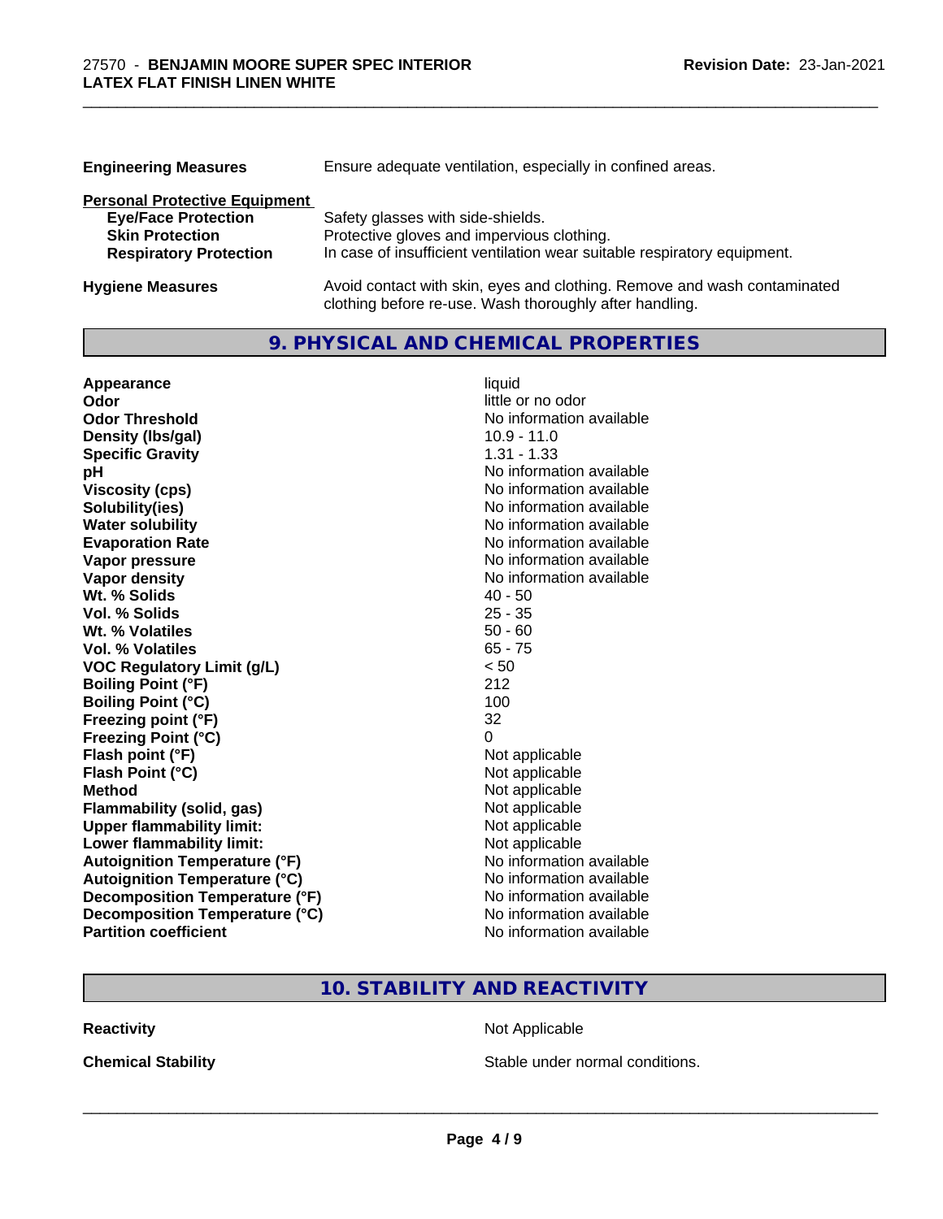| | |
|---|---|
| **Engineering Measures** | Ensure adequate ventilation, especially in confined areas. |

**Personal Protective Equipment**

| | |
|---|---|
| **Eye/Face Protection** | Safety glasses with side-shields. |
| **Skin Protection** | Protective gloves and impervious clothing. |
| **Respiratory Protection** | In case of insufficient ventilation wear suitable respiratory equipment. |

| | |
|---|---|
| **Hygiene Measures** | Avoid contact with skin, eyes and clothing. Remove and wash contaminated clothing before re-use. Wash thoroughly after handling. |

## 9. PHYSICAL AND CHEMICAL PROPERTIES

| | |
|---|---|
| **Appearance** | liquid |
| **Odor** | little or no odor |
| **Odor Threshold** | No information available |
| **Density (lbs/gal)** | 10.9 - 11.0 |
| **Specific Gravity** | 1.31 - 1.33 |
| **pH** | No information available |
| **Viscosity (cps)** | No information available |
| **Solubility(ies)** | No information available |
| **Water solubility** | No information available |
| **Evaporation Rate** | No information available |
| **Vapor pressure** | No information available |
| **Vapor density** | No information available |
| **Wt. % Solids** | 40 - 50 |
| **Vol. % Solids** | 25 - 35 |
| **Wt. % Volatiles** | 50 - 60 |
| **Vol. % Volatiles** | 65 - 75 |
| **VOC Regulatory Limit (g/L)** | < 50 |
| **Boiling Point (°F)** | 212 |
| **Boiling Point (°C)** | 100 |
| **Freezing point (°F)** | 32 |
| **Freezing Point (°C)** | 0 |
| **Flash point (°F)** | Not applicable |
| **Flash Point (°C)** | Not applicable |
| **Method** | Not applicable |
| **Flammability (solid, gas)** | Not applicable |
| **Upper flammability limit:** | Not applicable |
| **Lower flammability limit:** | Not applicable |
| **Autoignition Temperature (°F)** | No information available |
| **Autoignition Temperature (°C)** | No information available |
| **Decomposition Temperature (°F)** | No information available |
| **Decomposition Temperature (°C)** | No information available |
| **Partition coefficient** | No information available |

## 10. STABILITY AND REACTIVITY

| | |
|---|---|
| **Reactivity** | Not Applicable |
| **Chemical Stability** | Stable under normal conditions. |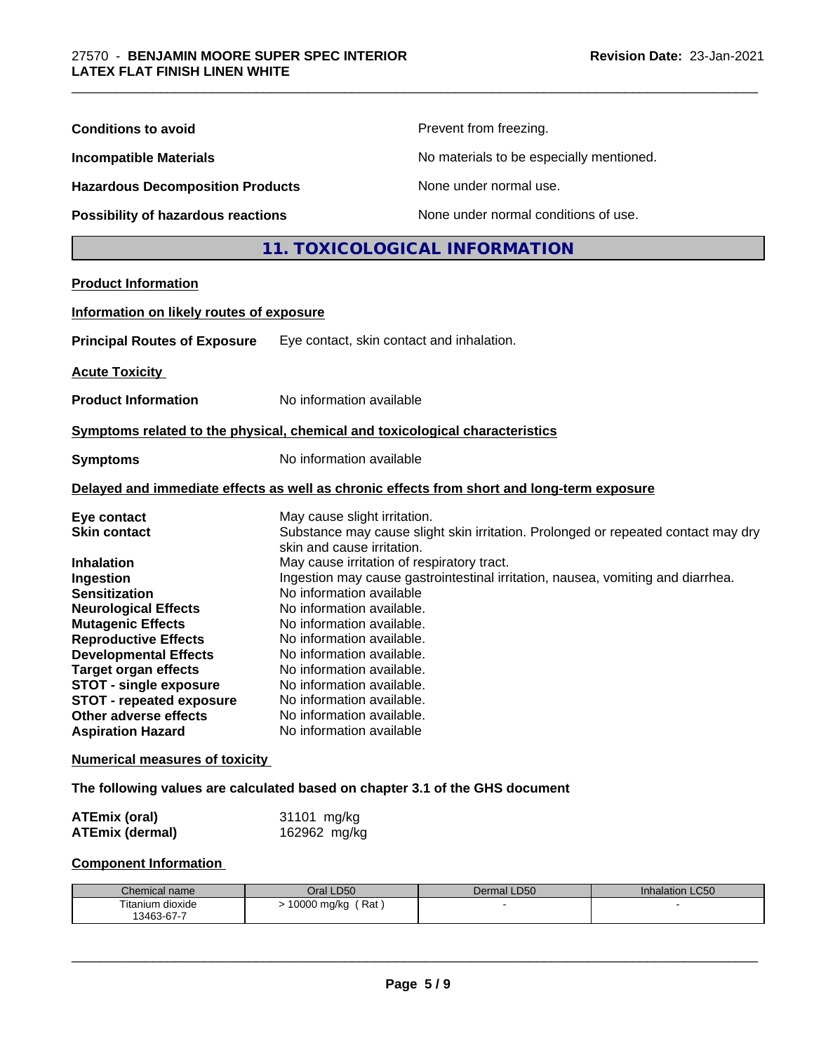| | |
|---|---|
| **Conditions to avoid** | Prevent from freezing. |
| **Incompatible Materials** | No materials to be especially mentioned. |
| **Hazardous Decomposition Products** | None under normal use. |
| **Possibility of hazardous reactions** | None under normal conditions of use. |

## 11. TOXICOLOGICAL INFORMATION

**Product Information**

**Information on likely routes of exposure**

**Principal Routes of Exposure** Eye contact, skin contact and inhalation.

**Acute Toxicity**

**Product Information** No information available

**Symptoms related to the physical, chemical and toxicological characteristics**

**Symptoms** No information available

**Delayed and immediate effects as well as chronic effects from short and long-term exposure**

| | |
|---|---|
| **Eye contact** | May cause slight irritation. |
| **Skin contact** | Substance may cause slight skin irritation. Prolonged or repeated contact may dry skin and cause irritation. |
| **Inhalation** | May cause irritation of respiratory tract. |
| **Ingestion** | Ingestion may cause gastrointestinal irritation, nausea, vomiting and diarrhea. |
| **Sensitization** | No information available |
| **Neurological Effects** | No information available. |
| **Mutagenic Effects** | No information available. |
| **Reproductive Effects** | No information available. |
| **Developmental Effects** | No information available. |
| **Target organ effects** | No information available. |
| **STOT - single exposure** | No information available. |
| **STOT - repeated exposure** | No information available. |
| **Other adverse effects** | No information available. |
| **Aspiration Hazard** | No information available |

**Numerical measures of toxicity**

**The following values are calculated based on chapter 3.1 of the GHS document**

| | |
|---|---|
| **ATEmix (oral)** | 31101 mg/kg |
| **ATEmix (dermal)** | 162962 mg/kg |

**Component Information**

| Chemical name | Oral LD50 | Dermal LD50 | Inhalation LC50 |
|---|---|---|---|
| Titanium dioxide<br>13463-67-7 | > 10000 mg/kg ( Rat ) | - | - |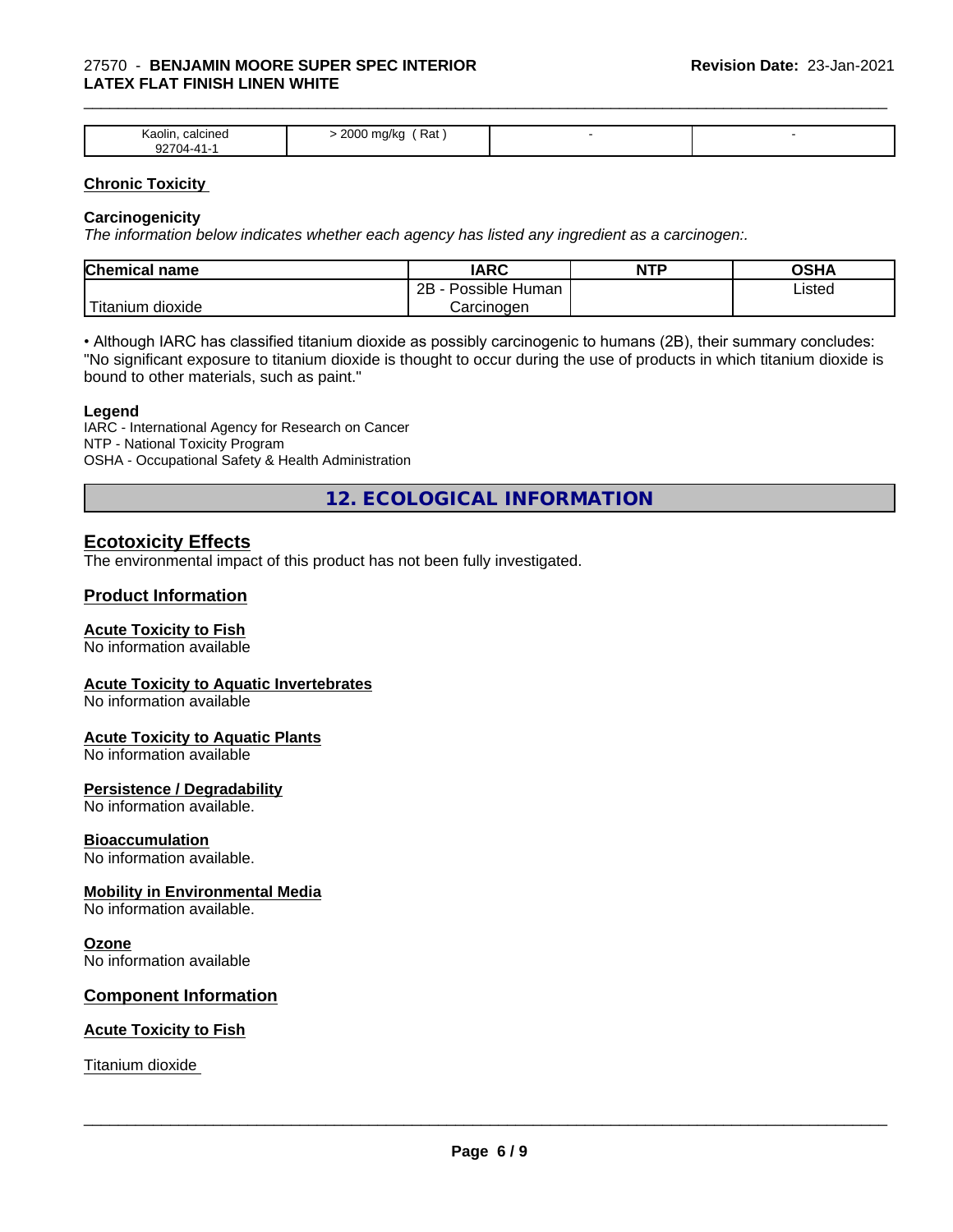| Kaolin, calcined 92704-41-1 | > 2000 mg/kg ( Rat ) | - | - |
|---|---|---|---|

**Chronic Toxicity**

**Carcinogenicity**

*The information below indicates whether each agency has listed any ingredient as a carcinogen:.*

| Chemical name | IARC | NTP | OSHA |
|---|---|---|---|
| Titanium dioxide | 2B - Possible Human Carcinogen | | Listed |

• Although IARC has classified titanium dioxide as possibly carcinogenic to humans (2B), their summary concludes: "No significant exposure to titanium dioxide is thought to occur during the use of products in which titanium dioxide is bound to other materials, such as paint."

**Legend**

IARC - International Agency for Research on Cancer
NTP - National Toxicity Program
OSHA - Occupational Safety & Health Administration

## 12. ECOLOGICAL INFORMATION

### Ecotoxicity Effects

The environmental impact of this product has not been fully investigated.

### Product Information

**Acute Toxicity to Fish**

No information available

**Acute Toxicity to Aquatic Invertebrates**

No information available

**Acute Toxicity to Aquatic Plants**

No information available

**Persistence / Degradability**

No information available.

**Bioaccumulation**

No information available.

**Mobility in Environmental Media**

No information available.

**Ozone**

No information available

### Component Information

**Acute Toxicity to Fish**

Titanium dioxide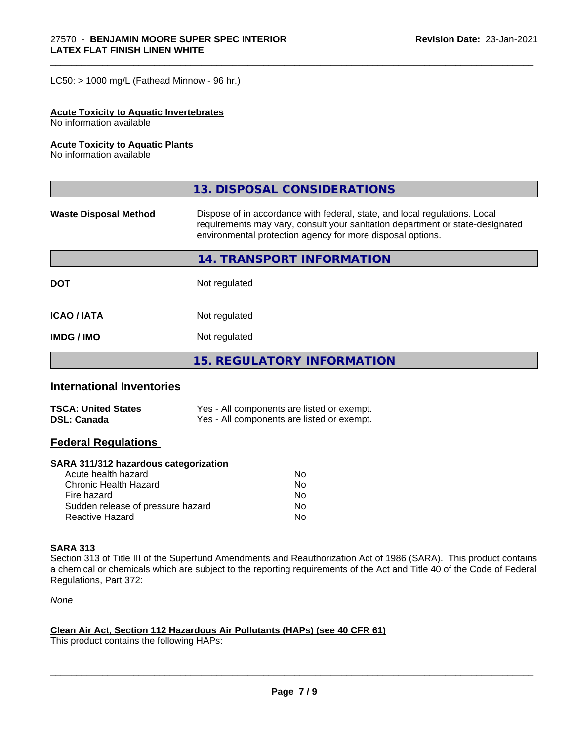LC50: > 1000 mg/L (Fathead Minnow - 96 hr.)

**Acute Toxicity to Aquatic Invertebrates**
No information available

**Acute Toxicity to Aquatic Plants**
No information available

## 13. DISPOSAL CONSIDERATIONS

| | |
|---|---|
| **Waste Disposal Method** | Dispose of in accordance with federal, state, and local regulations. Local requirements may vary, consult your sanitation department or state-designated environmental protection agency for more disposal options. |

## 14. TRANSPORT INFORMATION

| | |
|---|---|
| **DOT** | Not regulated |
| **ICAO / IATA** | Not regulated |
| **IMDG / IMO** | Not regulated |

## 15. REGULATORY INFORMATION

### International Inventories

| | |
|---|---|
| **TSCA: United States** | Yes - All components are listed or exempt. |
| **DSL: Canada** | Yes - All components are listed or exempt. |

### Federal Regulations

**SARA 311/312 hazardous categorization**

| | |
|---|---|
| Acute health hazard | No |
| Chronic Health Hazard | No |
| Fire hazard | No |
| Sudden release of pressure hazard | No |
| Reactive Hazard | No |

**SARA 313**
Section 313 of Title III of the Superfund Amendments and Reauthorization Act of 1986 (SARA). This product contains a chemical or chemicals which are subject to the reporting requirements of the Act and Title 40 of the Code of Federal Regulations, Part 372:

*None*

**Clean Air Act, Section 112 Hazardous Air Pollutants (HAPs) (see 40 CFR 61)**
This product contains the following HAPs: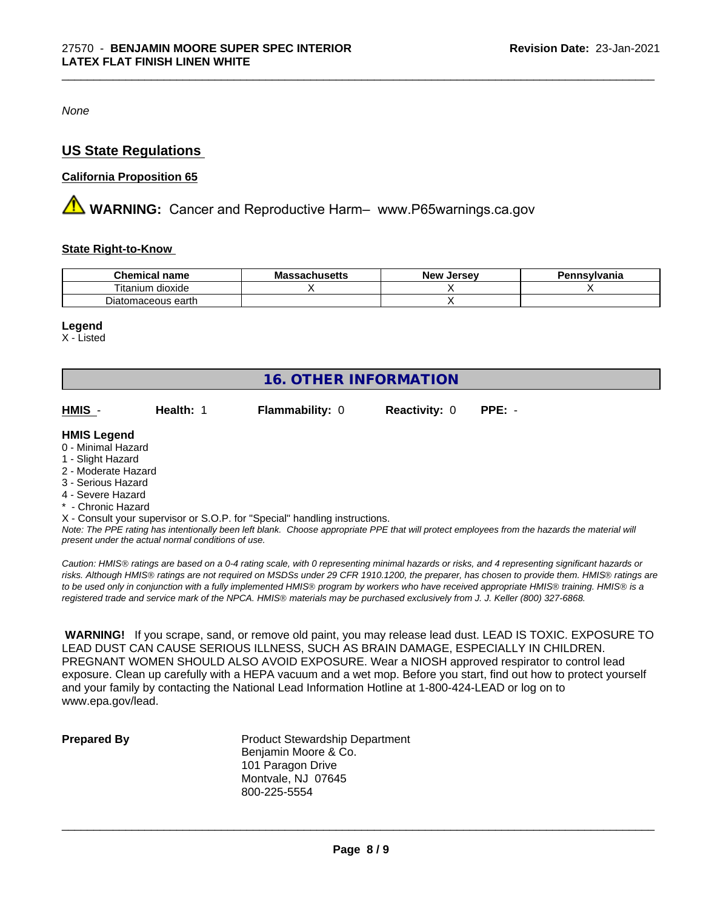*None*

## US State Regulations

**California Proposition 65**

⚠ **WARNING:** Cancer and Reproductive Harm– www.P65warnings.ca.gov

**State Right-to-Know**

| Chemical name | Massachusetts | New Jersey | Pennsylvania |
|---|---|---|---|
| Titanium dioxide | X | X | X |
| Diatomaceous earth | | X | |

**Legend**
X - Listed

## 16. OTHER INFORMATION

**HMIS** - **Health:** 1 **Flammability:** 0 **Reactivity:** 0 **PPE:** -

**HMIS Legend**
0 - Minimal Hazard
1 - Slight Hazard
2 - Moderate Hazard
3 - Serious Hazard
4 - Severe Hazard
* - Chronic Hazard
X - Consult your supervisor or S.O.P. for "Special" handling instructions.

*Note: The PPE rating has intentionally been left blank. Choose appropriate PPE that will protect employees from the hazards the material will present under the actual normal conditions of use.*

*Caution: HMIS® ratings are based on a 0-4 rating scale, with 0 representing minimal hazards or risks, and 4 representing significant hazards or risks. Although HMIS® ratings are not required on MSDSs under 29 CFR 1910.1200, the preparer, has chosen to provide them. HMIS® ratings are to be used only in conjunction with a fully implemented HMIS® program by workers who have received appropriate HMIS® training. HMIS® is a registered trade and service mark of the NPCA. HMIS® materials may be purchased exclusively from J. J. Keller (800) 327-6868.*

**WARNING!** If you scrape, sand, or remove old paint, you may release lead dust. LEAD IS TOXIC. EXPOSURE TO LEAD DUST CAN CAUSE SERIOUS ILLNESS, SUCH AS BRAIN DAMAGE, ESPECIALLY IN CHILDREN. PREGNANT WOMEN SHOULD ALSO AVOID EXPOSURE. Wear a NIOSH approved respirator to control lead exposure. Clean up carefully with a HEPA vacuum and a wet mop. Before you start, find out how to protect yourself and your family by contacting the National Lead Information Hotline at 1-800-424-LEAD or log on to www.epa.gov/lead.

**Prepared By**

Product Stewardship Department
Benjamin Moore & Co.
101 Paragon Drive
Montvale, NJ 07645
800-225-5554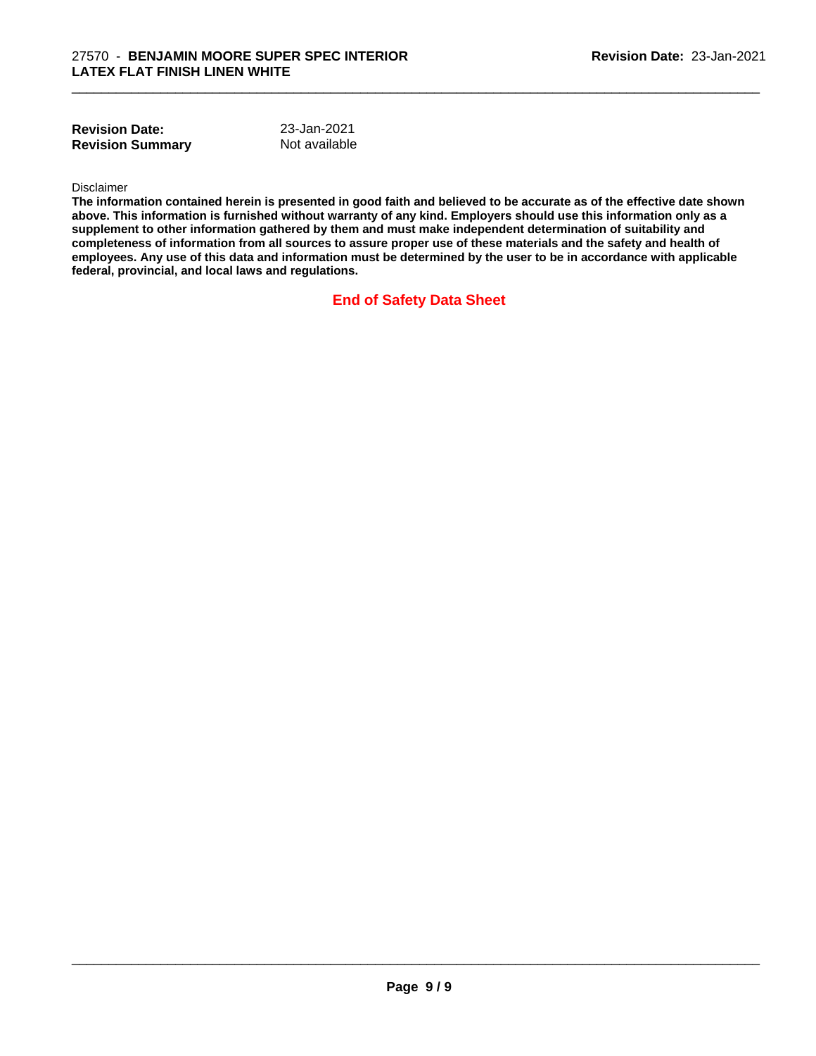**Revision Date:** 23-Jan-2021
**Revision Summary** Not available

Disclaimer

**The information contained herein is presented in good faith and believed to be accurate as of the effective date shown above. This information is furnished without warranty of any kind. Employers should use this information only as a supplement to other information gathered by them and must make independent determination of suitability and completeness of information from all sources to assure proper use of these materials and the safety and health of employees. Any use of this data and information must be determined by the user to be in accordance with applicable federal, provincial, and local laws and regulations.**

**End of Safety Data Sheet**